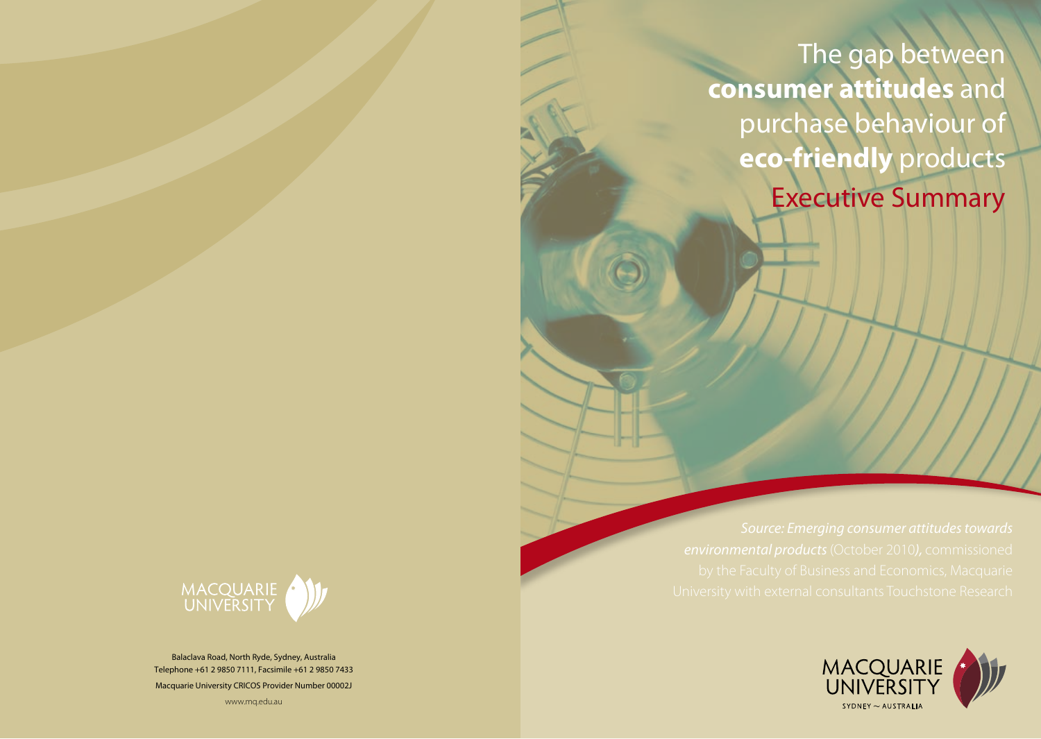# The gap between **consumer attitudes** and purchase behaviour of **eco-friendly** products

## Executive Summary

*Source: Emerging consumer attitudes towards environmental products* (October 2010), commissioned by the Faculty of Business and Economics, Macquarie University with external consultants Touchstone Research

MACQUARIE UNIVERSITY

SYDNEY ~ AUSTRALIA

MACQUARIE UNIVERSITY

Balaclava Road, North Ryde, Sydney, Australia
Telephone +61 2 9850 7111, Facsimile +61 2 9850 7433
Macquarie University CRICOS Provider Number 00002J
www.mq.edu.au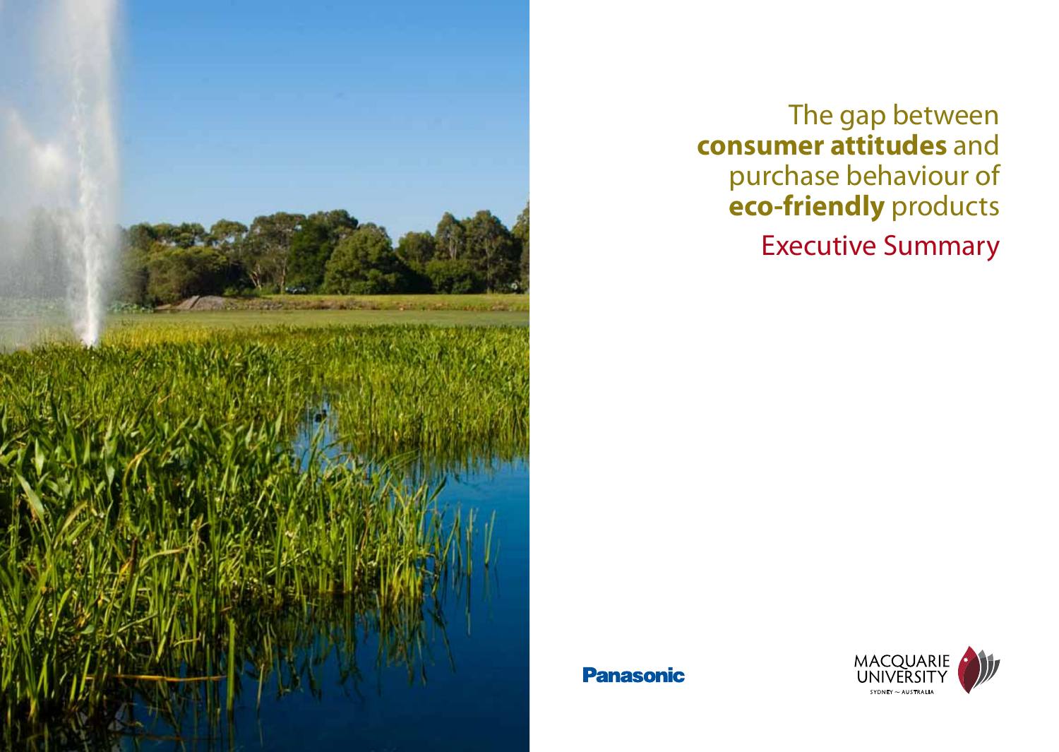# The gap between **consumer attitudes** and purchase behaviour of **eco-friendly** products

## Executive Summary

Panasonic

MACQUARIE UNIVERSITY
SYDNEY ~ AUSTRALIA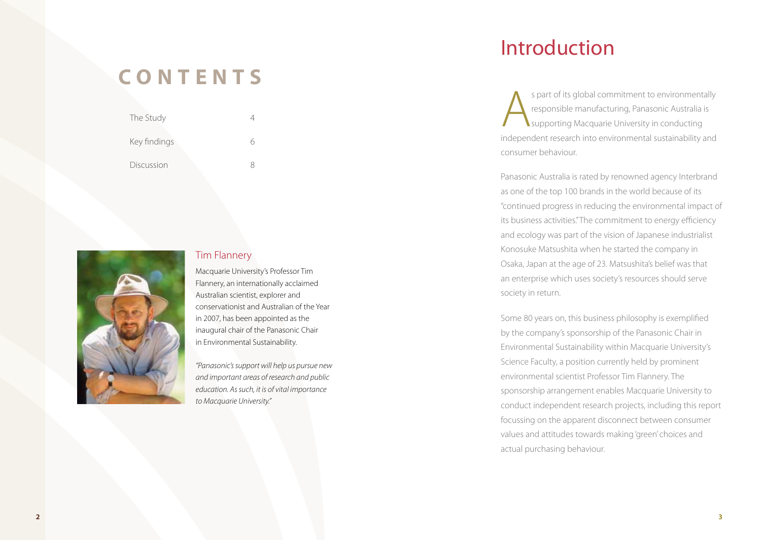# CONTENTS

| | |
|---|---|
| The Study | 4 |
| Key findings | 6 |
| Discussion | 8 |

## Tim Flannery

Macquarie University's Professor Tim Flannery, an internationally acclaimed Australian scientist, explorer and conservationist and Australian of the Year in 2007, has been appointed as the inaugural chair of the Panasonic Chair in Environmental Sustainability.

*"Panasonic's support will help us pursue new and important areas of research and public education. As such, it is of vital importance to Macquarie University."*

# Introduction

As part of its global commitment to environmentally responsible manufacturing, Panasonic Australia is supporting Macquarie University in conducting independent research into environmental sustainability and consumer behaviour.

Panasonic Australia is rated by renowned agency Interbrand as one of the top 100 brands in the world because of its "continued progress in reducing the environmental impact of its business activities." The commitment to energy efficiency and ecology was part of the vision of Japanese industrialist Konosuke Matsushita when he started the company in Osaka, Japan at the age of 23. Matsushita's belief was that an enterprise which uses society's resources should serve society in return.

Some 80 years on, this business philosophy is exemplified by the company's sponsorship of the Panasonic Chair in Environmental Sustainability within Macquarie University's Science Faculty, a position currently held by prominent environmental scientist Professor Tim Flannery. The sponsorship arrangement enables Macquarie University to conduct independent research projects, including this report focussing on the apparent disconnect between consumer values and attitudes towards making 'green' choices and actual purchasing behaviour.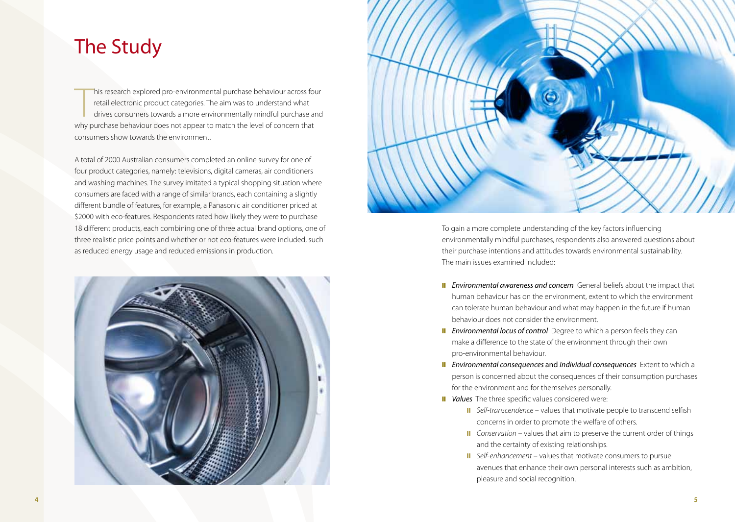# The Study

This research explored pro-environmental purchase behaviour across four retail electronic product categories. The aim was to understand what drives consumers towards a more environmentally mindful purchase and why purchase behaviour does not appear to match the level of concern that consumers show towards the environment.

A total of 2000 Australian consumers completed an online survey for one of four product categories, namely: televisions, digital cameras, air conditioners and washing machines. The survey imitated a typical shopping situation where consumers are faced with a range of similar brands, each containing a slightly different bundle of features, for example, a Panasonic air conditioner priced at $2000 with eco-features. Respondents rated how likely they were to purchase 18 different products, each combining one of three actual brand options, one of three realistic price points and whether or not eco-features were included, such as reduced energy usage and reduced emissions in production.

To gain a more complete understanding of the key factors influencing environmentally mindful purchases, respondents also answered questions about their purchase intentions and attitudes towards environmental sustainability. The main issues examined included:

- *Environmental awareness and concern* General beliefs about the impact that human behaviour has on the environment, extent to which the environment can tolerate human behaviour and what may happen in the future if human behaviour does not consider the environment.
- *Environmental locus of control* Degree to which a person feels they can make a difference to the state of the environment through their own pro-environmental behaviour.
- *Environmental consequences* and *Individual consequences* Extent to which a person is concerned about the consequences of their consumption purchases for the environment and for themselves personally.
- *Values* The three specific values considered were:
  - *Self-transcendence* – values that motivate people to transcend selfish concerns in order to promote the welfare of others.
  - *Conservation* – values that aim to preserve the current order of things and the certainty of existing relationships.
  - *Self-enhancement* – values that motivate consumers to pursue avenues that enhance their own personal interests such as ambition, pleasure and social recognition.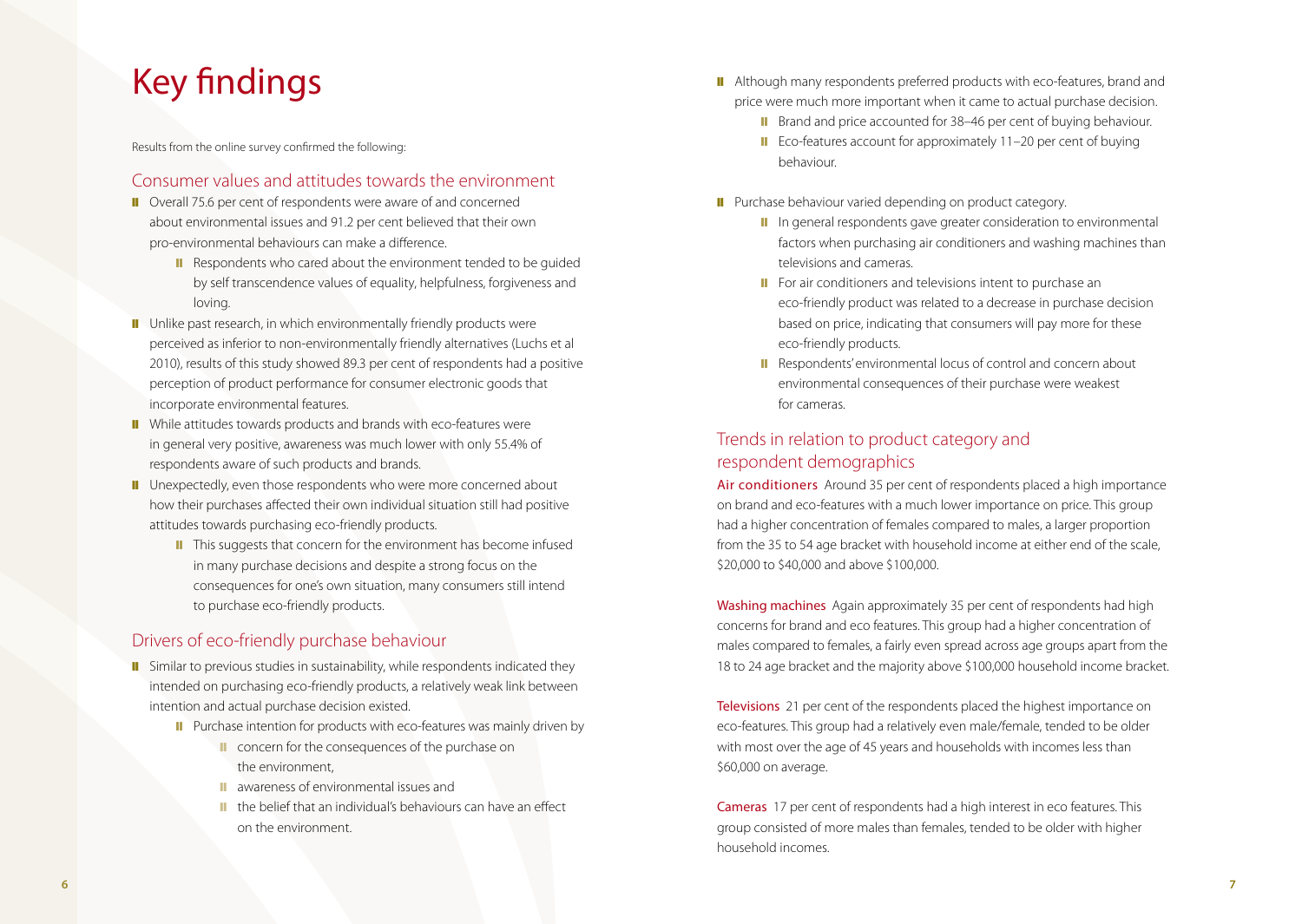# Key findings

Results from the online survey confirmed the following:

## Consumer values and attitudes towards the environment

- Overall 75.6 per cent of respondents were aware of and concerned about environmental issues and 91.2 per cent believed that their own pro-environmental behaviours can make a difference.
    - Respondents who cared about the environment tended to be guided by self transcendence values of equality, helpfulness, forgiveness and loving.
- Unlike past research, in which environmentally friendly products were perceived as inferior to non-environmentally friendly alternatives (Luchs et al 2010), results of this study showed 89.3 per cent of respondents had a positive perception of product performance for consumer electronic goods that incorporate environmental features.
- While attitudes towards products and brands with eco-features were in general very positive, awareness was much lower with only 55.4% of respondents aware of such products and brands.
- Unexpectedly, even those respondents who were more concerned about how their purchases affected their own individual situation still had positive attitudes towards purchasing eco-friendly products.
    - This suggests that concern for the environment has become infused in many purchase decisions and despite a strong focus on the consequences for one's own situation, many consumers still intend to purchase eco-friendly products.

## Drivers of eco-friendly purchase behaviour

- Similar to previous studies in sustainability, while respondents indicated they intended on purchasing eco-friendly products, a relatively weak link between intention and actual purchase decision existed.
    - Purchase intention for products with eco-features was mainly driven by
        - concern for the consequences of the purchase on the environment,
        - awareness of environmental issues and
        - the belief that an individual's behaviours can have an effect on the environment.
- Although many respondents preferred products with eco-features, brand and price were much more important when it came to actual purchase decision.
    - Brand and price accounted for 38–46 per cent of buying behaviour.
    - Eco-features account for approximately 11–20 per cent of buying behaviour.
- Purchase behaviour varied depending on product category.
    - In general respondents gave greater consideration to environmental factors when purchasing air conditioners and washing machines than televisions and cameras.
    - For air conditioners and televisions intent to purchase an eco-friendly product was related to a decrease in purchase decision based on price, indicating that consumers will pay more for these eco-friendly products.
    - Respondents' environmental locus of control and concern about environmental consequences of their purchase were weakest for cameras.

## Trends in relation to product category and respondent demographics

**Air conditioners** Around 35 per cent of respondents placed a high importance on brand and eco-features with a much lower importance on price. This group had a higher concentration of females compared to males, a larger proportion from the 35 to 54 age bracket with household income at either end of the scale, \$20,000 to \$40,000 and above \$100,000.

**Washing machines** Again approximately 35 per cent of respondents had high concerns for brand and eco features. This group had a higher concentration of males compared to females, a fairly even spread across age groups apart from the 18 to 24 age bracket and the majority above \$100,000 household income bracket.

**Televisions** 21 per cent of the respondents placed the highest importance on eco-features. This group had a relatively even male/female, tended to be older with most over the age of 45 years and households with incomes less than \$60,000 on average.

**Cameras** 17 per cent of respondents had a high interest in eco features. This group consisted of more males than females, tended to be older with higher household incomes.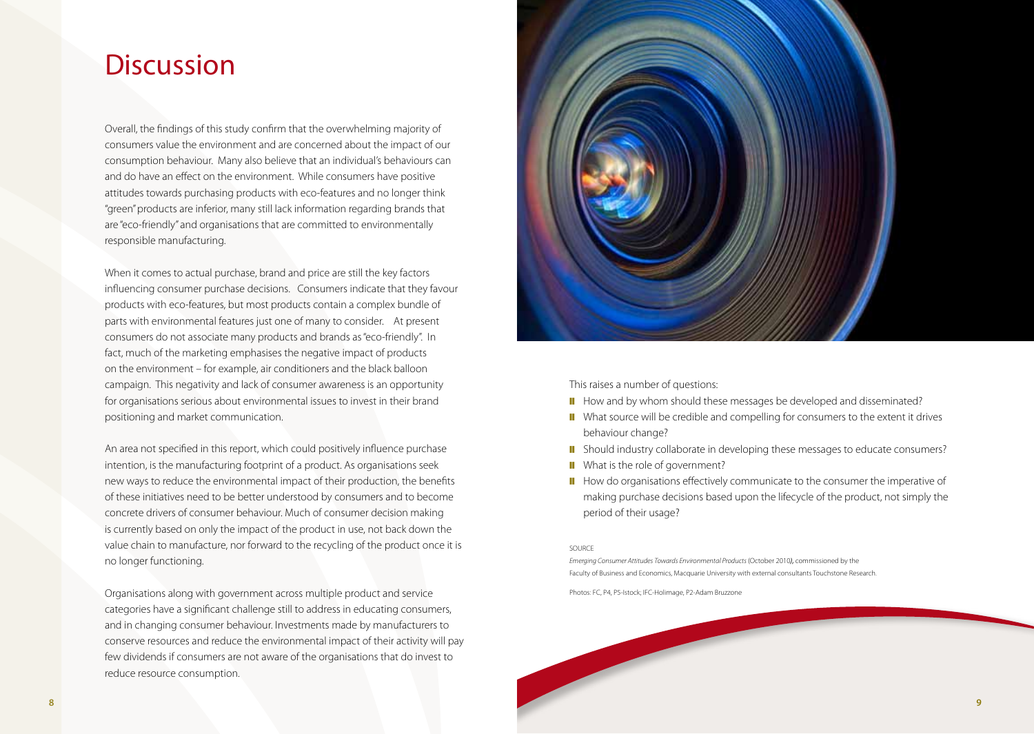# Discussion

Overall, the findings of this study confirm that the overwhelming majority of consumers value the environment and are concerned about the impact of our consumption behaviour. Many also believe that an individual's behaviours can and do have an effect on the environment. While consumers have positive attitudes towards purchasing products with eco-features and no longer think "green" products are inferior, many still lack information regarding brands that are "eco-friendly" and organisations that are committed to environmentally responsible manufacturing.

When it comes to actual purchase, brand and price are still the key factors influencing consumer purchase decisions. Consumers indicate that they favour products with eco-features, but most products contain a complex bundle of parts with environmental features just one of many to consider. At present consumers do not associate many products and brands as "eco-friendly". In fact, much of the marketing emphasises the negative impact of products on the environment – for example, air conditioners and the black balloon campaign. This negativity and lack of consumer awareness is an opportunity for organisations serious about environmental issues to invest in their brand positioning and market communication.

An area not specified in this report, which could positively influence purchase intention, is the manufacturing footprint of a product. As organisations seek new ways to reduce the environmental impact of their production, the benefits of these initiatives need to be better understood by consumers and to become concrete drivers of consumer behaviour. Much of consumer decision making is currently based on only the impact of the product in use, not back down the value chain to manufacture, nor forward to the recycling of the product once it is no longer functioning.

Organisations along with government across multiple product and service categories have a significant challenge still to address in educating consumers, and in changing consumer behaviour. Investments made by manufacturers to conserve resources and reduce the environmental impact of their activity will pay few dividends if consumers are not aware of the organisations that do invest to reduce resource consumption.

This raises a number of questions:

- How and by whom should these messages be developed and disseminated?
- What source will be credible and compelling for consumers to the extent it drives behaviour change?
- Should industry collaborate in developing these messages to educate consumers?
- What is the role of government?
- How do organisations effectively communicate to the consumer the imperative of making purchase decisions based upon the lifecycle of the product, not simply the period of their usage?

SOURCE

*Emerging Consumer Attitudes Towards Environmental Products* (October 2010), commissioned by the Faculty of Business and Economics, Macquarie University with external consultants Touchstone Research.

Photos: FC, P4, P5-Istock; IFC-Holimage, P2-Adam Bruzzone